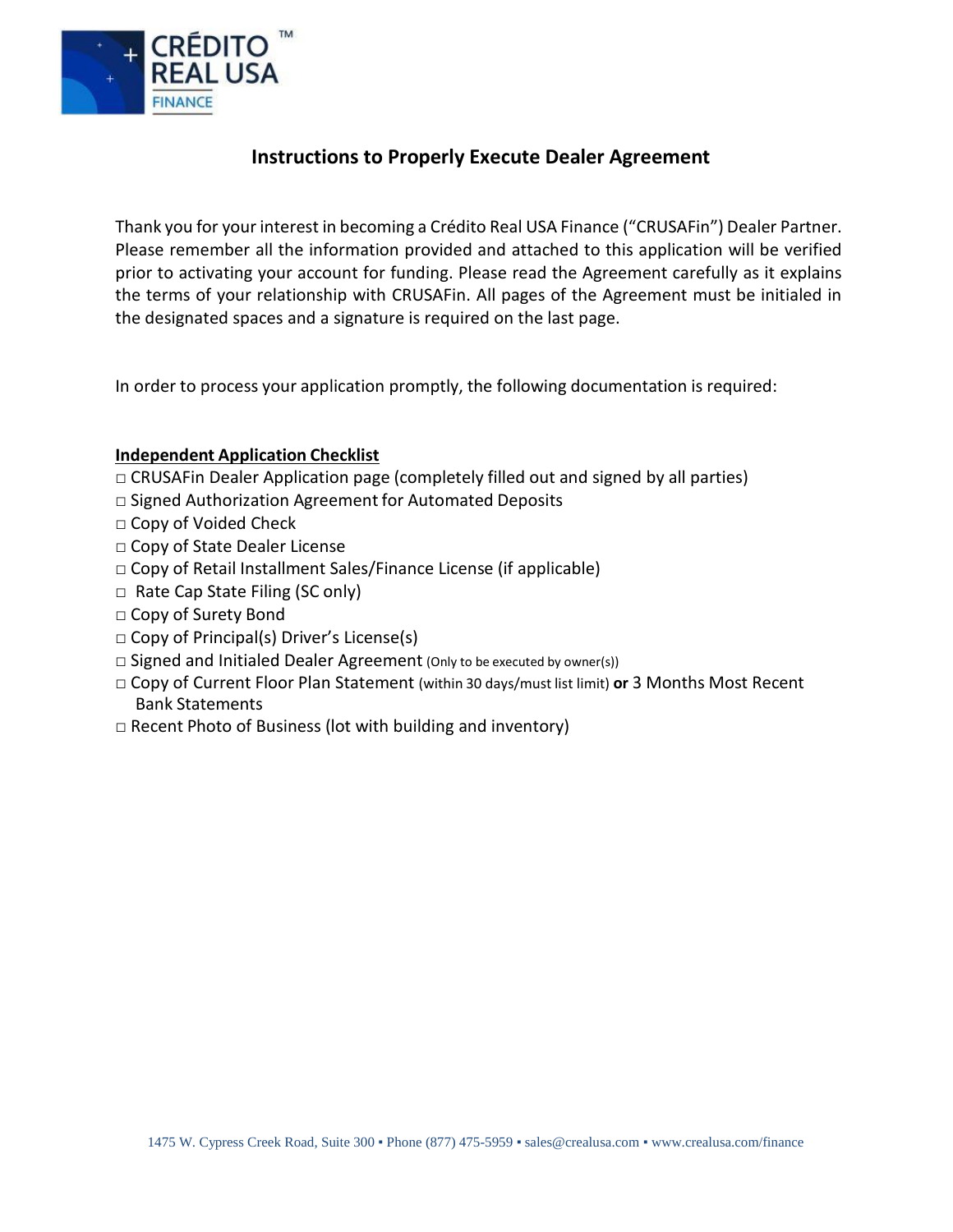CRÉDITO™
REAL USA
FINANCE

## Instructions to Properly Execute Dealer Agreement

Thank you for your interest in becoming a Crédito Real USA Finance ("CRUSAFin") Dealer Partner. Please remember all the information provided and attached to this application will be verified prior to activating your account for funding. Please read the Agreement carefully as it explains the terms of your relationship with CRUSAFin. All pages of the Agreement must be initialed in the designated spaces and a signature is required on the last page.

In order to process your application promptly, the following documentation is required:

**Independent Application Checklist**

- □ CRUSAFin Dealer Application page (completely filled out and signed by all parties)
- □ Signed Authorization Agreement for Automated Deposits
- □ Copy of Voided Check
- □ Copy of State Dealer License
- □ Copy of Retail Installment Sales/Finance License (if applicable)
- □ Rate Cap State Filing (SC only)
- □ Copy of Surety Bond
- □ Copy of Principal(s) Driver's License(s)
- □ Signed and Initialed Dealer Agreement (Only to be executed by owner(s))
- □ Copy of Current Floor Plan Statement (within 30 days/must list limit) **or** 3 Months Most Recent Bank Statements
- □ Recent Photo of Business (lot with building and inventory)

1475 W. Cypress Creek Road, Suite 300 ▪ Phone (877) 475-5959 ▪ sales@crealusa.com ▪ www.crealusa.com/finance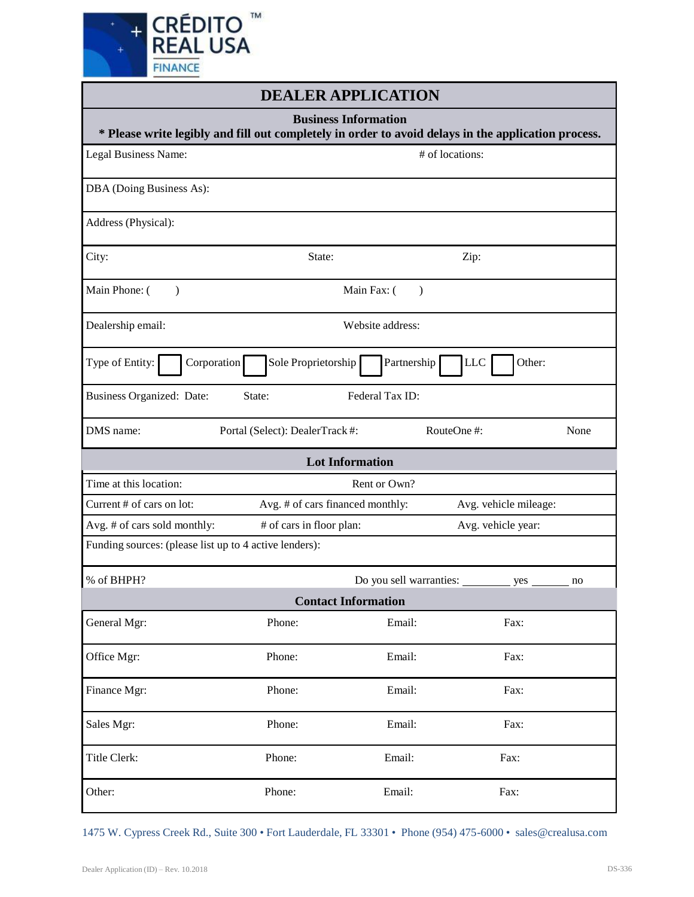CRÉDITO REAL USA FINANCE ™

# DEALER APPLICATION

## Business Information

**\* Please write legibly and fill out completely in order to avoid delays in the application process.**

Legal Business Name: # of locations:

DBA (Doing Business As):

Address (Physical):

City: State: Zip:

Main Phone: ( ) Main Fax: ( )

Dealership email: Website address:

Type of Entity: ☐ Corporation ☐ Sole Proprietorship ☐ Partnership ☐ LLC ☐ Other:

Business Organized: Date: State: Federal Tax ID:

DMS name: Portal (Select): DealerTrack #: RouteOne #: None

## Lot Information

Time at this location: Rent or Own?

Current # of cars on lot: Avg. # of cars financed monthly: Avg. vehicle mileage:

Avg. # of cars sold monthly: # of cars in floor plan: Avg. vehicle year:

Funding sources: (please list up to 4 active lenders):

% of BHPH? Do you sell warranties: ________ yes ______ no

## Contact Information

| | Phone: | Email: | Fax: |
|---|---|---|---|
| General Mgr: | Phone: | Email: | Fax: |
| Office Mgr: | Phone: | Email: | Fax: |
| Finance Mgr: | Phone: | Email: | Fax: |
| Sales Mgr: | Phone: | Email: | Fax: |
| Title Clerk: | Phone: | Email: | Fax: |
| Other: | Phone: | Email: | Fax: |

1475 W. Cypress Creek Rd., Suite 300 • Fort Lauderdale, FL 33301 • Phone (954) 475-6000 • sales@crealusa.com

Dealer Application (ID) – Rev. 10.2018 DS-336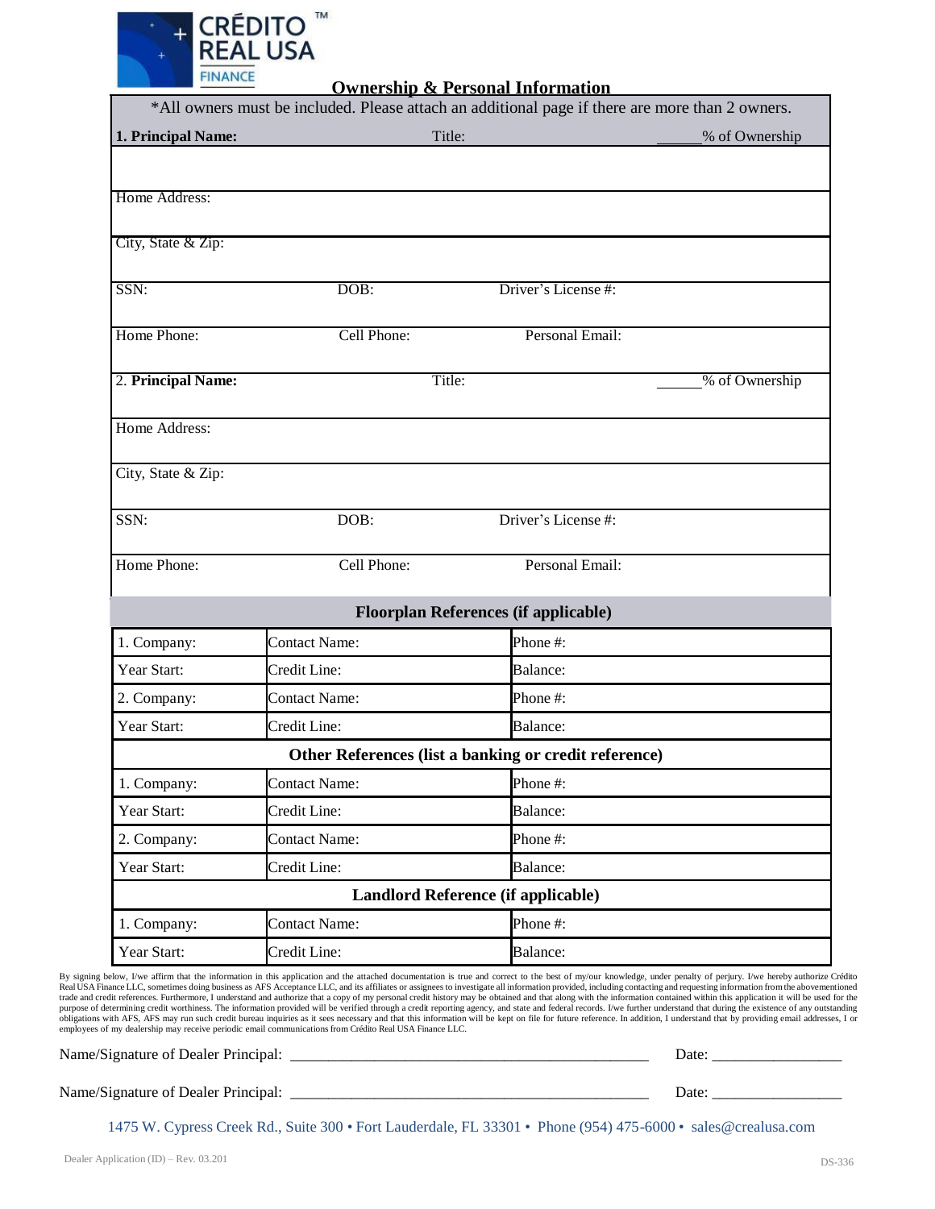CRÉDITO™ REAL USA FINANCE

## Ownership & Personal Information

*All owners must be included. Please attach an additional page if there are more than 2 owners.

| | | | |
|---|---|---|---|
| **1. Principal Name:** | Title: | | _____% of Ownership |
| | | | |
| Home Address: | | | |
| City, State & Zip: | | | |
| SSN: | DOB: | Driver's License #: | |
| Home Phone: | Cell Phone: | Personal Email: | |
| 2. **Principal Name:** | Title: | | _____% of Ownership |
| Home Address: | | | |
| City, State & Zip: | | | |
| SSN: | DOB: | Driver's License #: | |
| Home Phone: | Cell Phone: | Personal Email: | |

| **Floorplan References (if applicable)** | | |
|---|---|---|
| 1. Company: | Contact Name: | Phone #: |
| Year Start: | Credit Line: | Balance: |
| 2. Company: | Contact Name: | Phone #: |
| Year Start: | Credit Line: | Balance: |
| **Other References (list a banking or credit reference)** | | |
| 1. Company: | Contact Name: | Phone #: |
| Year Start: | Credit Line: | Balance: |
| 2. Company: | Contact Name: | Phone #: |
| Year Start: | Credit Line: | Balance: |
| **Landlord Reference (if applicable)** | | |
| 1. Company: | Contact Name: | Phone #: |
| Year Start: | Credit Line: | Balance: |

By signing below, I/we affirm that the information in this application and the attached documentation is true and correct to the best of my/our knowledge, under penalty of perjury. I/we hereby authorize Crédito Real USA Finance LLC, sometimes doing business as AFS Acceptance LLC, and its affiliates or assignees to investigate all information provided, including contacting and requesting information from the abovementioned trade and credit references. Furthermore, I understand and authorize that a copy of my personal credit history may be obtained and that along with the information contained within this application it will be used for the purpose of determining credit worthiness. The information provided will be verified through a credit reporting agency, and state and federal records. I/we further understand that during the existence of any outstanding obligations with AFS, AFS may run such credit bureau inquiries as it sees necessary and that this information will be kept on file for future reference. In addition, I understand that by providing email addresses, I or employees of my dealership may receive periodic email communications from Crédito Real USA Finance LLC.

Name/Signature of Dealer Principal: _______________________________________________ Date: _________________

Name/Signature of Dealer Principal: _______________________________________________ Date: _________________

1475 W. Cypress Creek Rd., Suite 300 • Fort Lauderdale, FL 33301 • Phone (954) 475-6000 • sales@crealusa.com

Dealer Application (ID) – Rev. 03.201

DS-336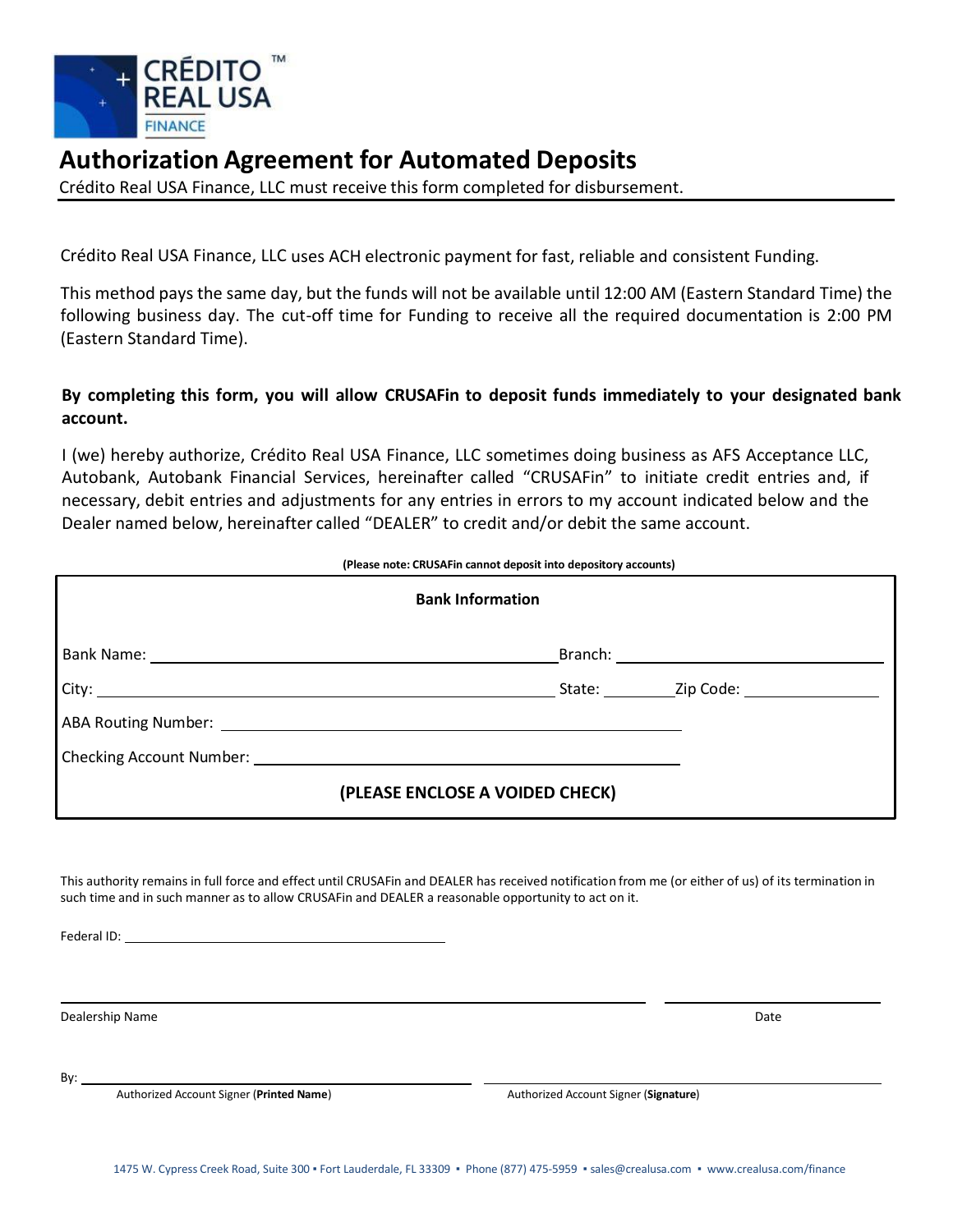CRÉDITO™
REAL USA
FINANCE

# Authorization Agreement for Automated Deposits

Crédito Real USA Finance, LLC must receive this form completed for disbursement.

Crédito Real USA Finance, LLC uses ACH electronic payment for fast, reliable and consistent Funding.

This method pays the same day, but the funds will not be available until 12:00 AM (Eastern Standard Time) the following business day. The cut-off time for Funding to receive all the required documentation is 2:00 PM (Eastern Standard Time).

**By completing this form, you will allow CRUSAFin to deposit funds immediately to your designated bank account.**

I (we) hereby authorize, Crédito Real USA Finance, LLC sometimes doing business as AFS Acceptance LLC, Autobank, Autobank Financial Services, hereinafter called "CRUSAFin" to initiate credit entries and, if necessary, debit entries and adjustments for any entries in errors to my account indicated below and the Dealer named below, hereinafter called "DEALER" to credit and/or debit the same account.

**(Please note: CRUSAFin cannot deposit into depository accounts)**

**Bank Information**

Bank Name: ______________________________ Branch: ______________________________

City: ______________________________ State: __________ Zip Code: ______________

ABA Routing Number: ______________________________

Checking Account Number: ______________________________

**(PLEASE ENCLOSE A VOIDED CHECK)**

This authority remains in full force and effect until CRUSAFin and DEALER has received notification from me (or either of us) of its termination in such time and in such manner as to allow CRUSAFin and DEALER a reasonable opportunity to act on it.

Federal ID: ______________________________

______________________________ ______________
Dealership Name Date

By: ______________________________ ______________________________
Authorized Account Signer (**Printed Name**) Authorized Account Signer (**Signature**)

1475 W. Cypress Creek Road, Suite 300 ▪ Fort Lauderdale, FL 33309 ▪ Phone (877) 475-5959 ▪ sales@crealusa.com ▪ www.crealusa.com/finance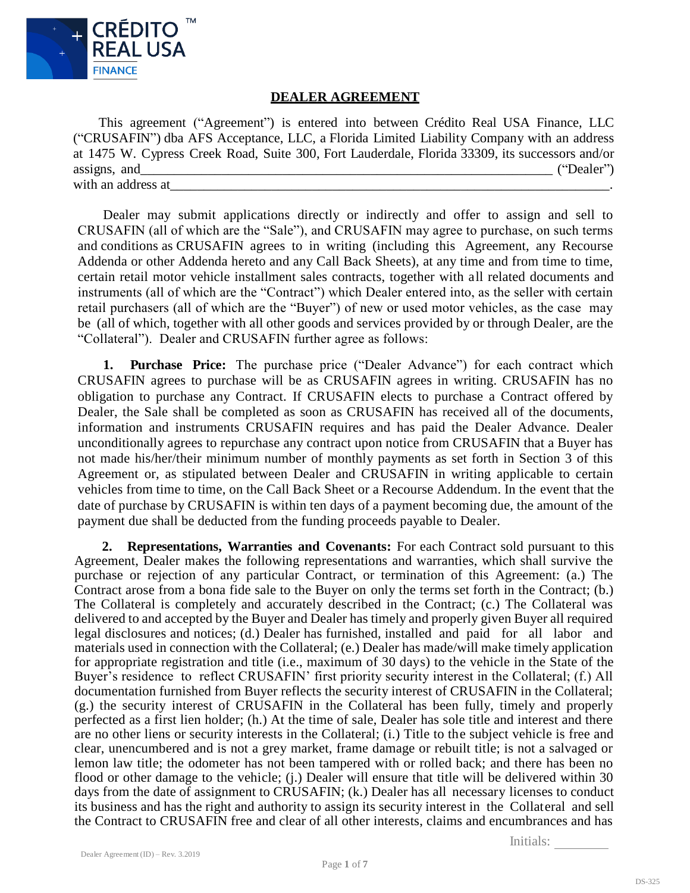CRÉDITO™ REAL USA FINANCE

## DEALER AGREEMENT

This agreement ("Agreement") is entered into between Crédito Real USA Finance, LLC ("CRUSAFIN") dba AFS Acceptance, LLC, a Florida Limited Liability Company with an address at 1475 W. Cypress Creek Road, Suite 300, Fort Lauderdale, Florida 33309, its successors and/or assigns, and_______________________________________________________________ ("Dealer") with an address at___________________________________________________________________.

Dealer may submit applications directly or indirectly and offer to assign and sell to CRUSAFIN (all of which are the "Sale"), and CRUSAFIN may agree to purchase, on such terms and conditions as CRUSAFIN agrees to in writing (including this Agreement, any Recourse Addenda or other Addenda hereto and any Call Back Sheets), at any time and from time to time, certain retail motor vehicle installment sales contracts, together with all related documents and instruments (all of which are the "Contract") which Dealer entered into, as the seller with certain retail purchasers (all of which are the "Buyer") of new or used motor vehicles, as the case may be (all of which, together with all other goods and services provided by or through Dealer, are the "Collateral"). Dealer and CRUSAFIN further agree as follows:

**1. Purchase Price:** The purchase price ("Dealer Advance") for each contract which CRUSAFIN agrees to purchase will be as CRUSAFIN agrees in writing. CRUSAFIN has no obligation to purchase any Contract. If CRUSAFIN elects to purchase a Contract offered by Dealer, the Sale shall be completed as soon as CRUSAFIN has received all of the documents, information and instruments CRUSAFIN requires and has paid the Dealer Advance. Dealer unconditionally agrees to repurchase any contract upon notice from CRUSAFIN that a Buyer has not made his/her/their minimum number of monthly payments as set forth in Section 3 of this Agreement or, as stipulated between Dealer and CRUSAFIN in writing applicable to certain vehicles from time to time, on the Call Back Sheet or a Recourse Addendum. In the event that the date of purchase by CRUSAFIN is within ten days of a payment becoming due, the amount of the payment due shall be deducted from the funding proceeds payable to Dealer.

**2. Representations, Warranties and Covenants:** For each Contract sold pursuant to this Agreement, Dealer makes the following representations and warranties, which shall survive the purchase or rejection of any particular Contract, or termination of this Agreement: (a.) The Contract arose from a bona fide sale to the Buyer on only the terms set forth in the Contract; (b.) The Collateral is completely and accurately described in the Contract; (c.) The Collateral was delivered to and accepted by the Buyer and Dealer has timely and properly given Buyer all required legal disclosures and notices; (d.) Dealer has furnished, installed and paid for all labor and materials used in connection with the Collateral; (e.) Dealer has made/will make timely application for appropriate registration and title (i.e., maximum of 30 days) to the vehicle in the State of the Buyer's residence to reflect CRUSAFIN' first priority security interest in the Collateral; (f.) All documentation furnished from Buyer reflects the security interest of CRUSAFIN in the Collateral; (g.) the security interest of CRUSAFIN in the Collateral has been fully, timely and properly perfected as a first lien holder; (h.) At the time of sale, Dealer has sole title and interest and there are no other liens or security interests in the Collateral; (i.) Title to the subject vehicle is free and clear, unencumbered and is not a grey market, frame damage or rebuilt title; is not a salvaged or lemon law title; the odometer has not been tampered with or rolled back; and there has been no flood or other damage to the vehicle; (j.) Dealer will ensure that title will be delivered within 30 days from the date of assignment to CRUSAFIN; (k.) Dealer has all necessary licenses to conduct its business and has the right and authority to assign its security interest in the Collateral and sell the Contract to CRUSAFIN free and clear of all other interests, claims and encumbrances and has

Initials: ________

Dealer Agreement (ID) – Rev. 3.2019

DS-325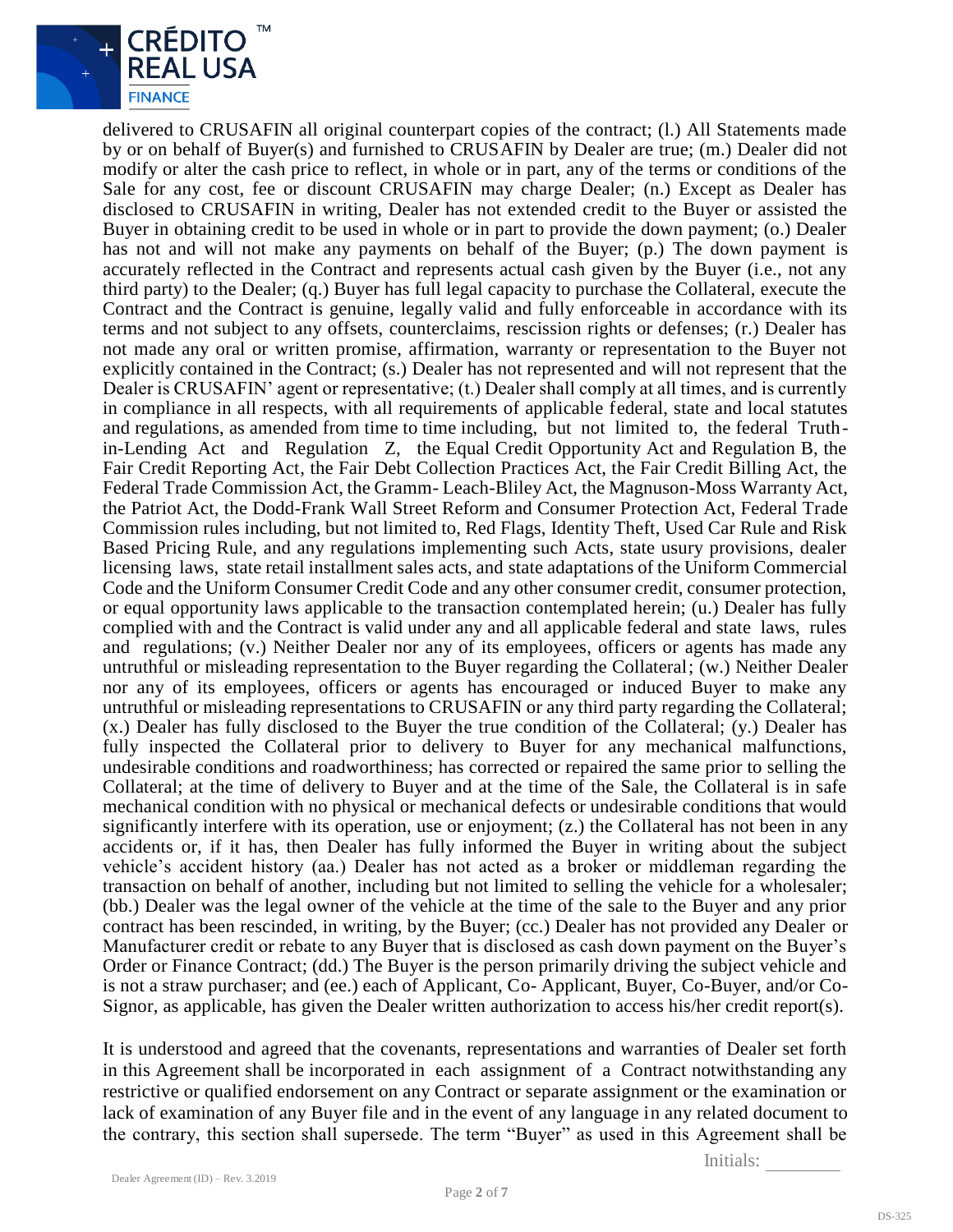delivered to CRUSAFIN all original counterpart copies of the contract; (l.) All Statements made by or on behalf of Buyer(s) and furnished to CRUSAFIN by Dealer are true; (m.) Dealer did not modify or alter the cash price to reflect, in whole or in part, any of the terms or conditions of the Sale for any cost, fee or discount CRUSAFIN may charge Dealer; (n.) Except as Dealer has disclosed to CRUSAFIN in writing, Dealer has not extended credit to the Buyer or assisted the Buyer in obtaining credit to be used in whole or in part to provide the down payment; (o.) Dealer has not and will not make any payments on behalf of the Buyer; (p.) The down payment is accurately reflected in the Contract and represents actual cash given by the Buyer (i.e., not any third party) to the Dealer; (q.) Buyer has full legal capacity to purchase the Collateral, execute the Contract and the Contract is genuine, legally valid and fully enforceable in accordance with its terms and not subject to any offsets, counterclaims, rescission rights or defenses; (r.) Dealer has not made any oral or written promise, affirmation, warranty or representation to the Buyer not explicitly contained in the Contract; (s.) Dealer has not represented and will not represent that the Dealer is CRUSAFIN' agent or representative; (t.) Dealer shall comply at all times, and is currently in compliance in all respects, with all requirements of applicable federal, state and local statutes and regulations, as amended from time to time including, but not limited to, the federal Truth-in-Lending Act and Regulation Z, the Equal Credit Opportunity Act and Regulation B, the Fair Credit Reporting Act, the Fair Debt Collection Practices Act, the Fair Credit Billing Act, the Federal Trade Commission Act, the Gramm- Leach-Bliley Act, the Magnuson-Moss Warranty Act, the Patriot Act, the Dodd-Frank Wall Street Reform and Consumer Protection Act, Federal Trade Commission rules including, but not limited to, Red Flags, Identity Theft, Used Car Rule and Risk Based Pricing Rule, and any regulations implementing such Acts, state usury provisions, dealer licensing laws, state retail installment sales acts, and state adaptations of the Uniform Commercial Code and the Uniform Consumer Credit Code and any other consumer credit, consumer protection, or equal opportunity laws applicable to the transaction contemplated herein; (u.) Dealer has fully complied with and the Contract is valid under any and all applicable federal and state laws, rules and regulations; (v.) Neither Dealer nor any of its employees, officers or agents has made any untruthful or misleading representation to the Buyer regarding the Collateral; (w.) Neither Dealer nor any of its employees, officers or agents has encouraged or induced Buyer to make any untruthful or misleading representations to CRUSAFIN or any third party regarding the Collateral; (x.) Dealer has fully disclosed to the Buyer the true condition of the Collateral; (y.) Dealer has fully inspected the Collateral prior to delivery to Buyer for any mechanical malfunctions, undesirable conditions and roadworthiness; has corrected or repaired the same prior to selling the Collateral; at the time of delivery to Buyer and at the time of the Sale, the Collateral is in safe mechanical condition with no physical or mechanical defects or undesirable conditions that would significantly interfere with its operation, use or enjoyment; (z.) the Collateral has not been in any accidents or, if it has, then Dealer has fully informed the Buyer in writing about the subject vehicle's accident history (aa.) Dealer has not acted as a broker or middleman regarding the transaction on behalf of another, including but not limited to selling the vehicle for a wholesaler; (bb.) Dealer was the legal owner of the vehicle at the time of the sale to the Buyer and any prior contract has been rescinded, in writing, by the Buyer; (cc.) Dealer has not provided any Dealer or Manufacturer credit or rebate to any Buyer that is disclosed as cash down payment on the Buyer's Order or Finance Contract; (dd.) The Buyer is the person primarily driving the subject vehicle and is not a straw purchaser; and (ee.) each of Applicant, Co- Applicant, Buyer, Co-Buyer, and/or Co-Signor, as applicable, has given the Dealer written authorization to access his/her credit report(s).

It is understood and agreed that the covenants, representations and warranties of Dealer set forth in this Agreement shall be incorporated in each assignment of a Contract notwithstanding any restrictive or qualified endorsement on any Contract or separate assignment or the examination or lack of examination of any Buyer file and in the event of any language in any related document to the contrary, this section shall supersede. The term "Buyer" as used in this Agreement shall be

Initials: ________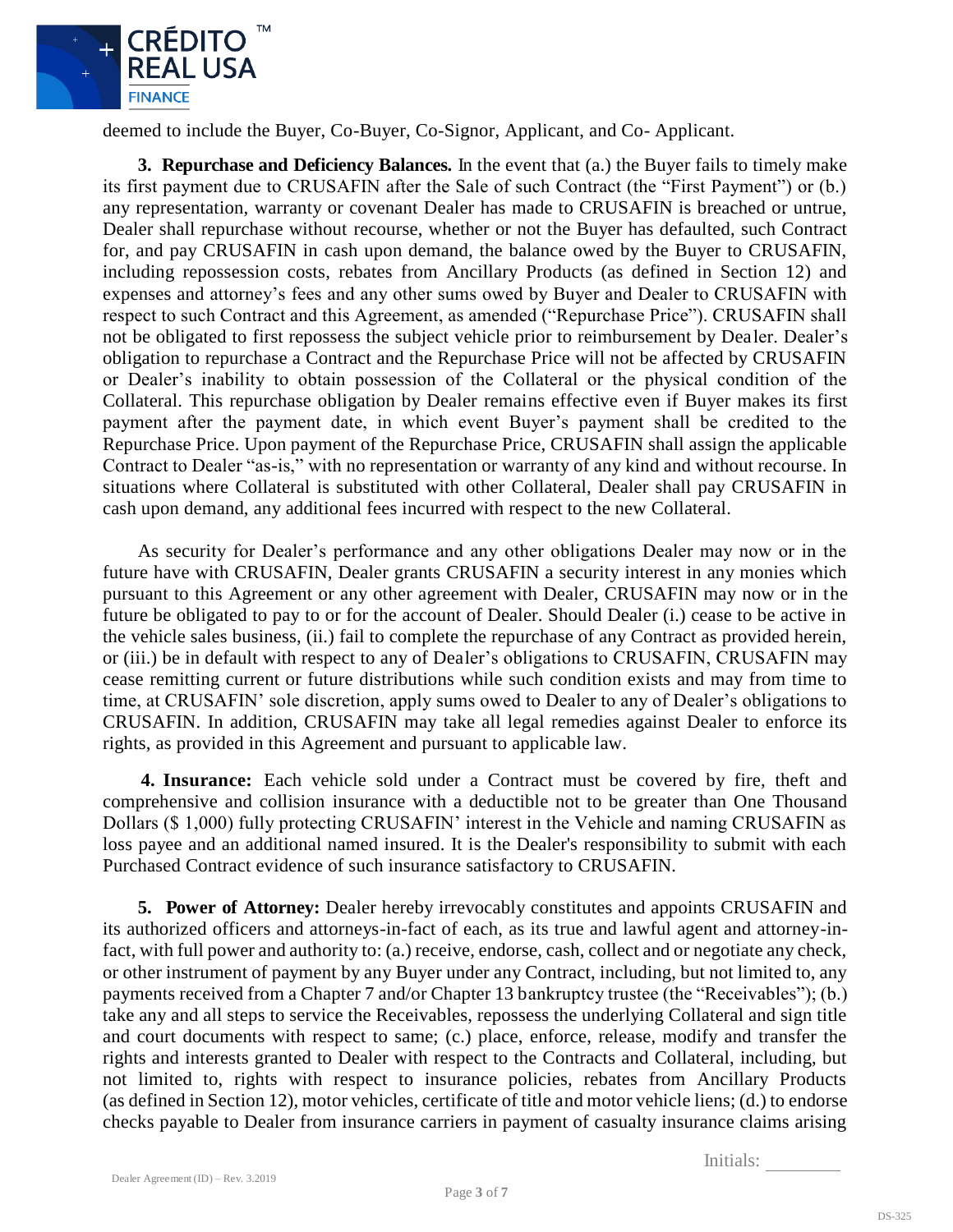deemed to include the Buyer, Co-Buyer, Co-Signor, Applicant, and Co- Applicant.

**3. Repurchase and Deficiency Balances.** In the event that (a.) the Buyer fails to timely make its first payment due to CRUSAFIN after the Sale of such Contract (the "First Payment") or (b.) any representation, warranty or covenant Dealer has made to CRUSAFIN is breached or untrue, Dealer shall repurchase without recourse, whether or not the Buyer has defaulted, such Contract for, and pay CRUSAFIN in cash upon demand, the balance owed by the Buyer to CRUSAFIN, including repossession costs, rebates from Ancillary Products (as defined in Section 12) and expenses and attorney's fees and any other sums owed by Buyer and Dealer to CRUSAFIN with respect to such Contract and this Agreement, as amended ("Repurchase Price"). CRUSAFIN shall not be obligated to first repossess the subject vehicle prior to reimbursement by Dealer. Dealer's obligation to repurchase a Contract and the Repurchase Price will not be affected by CRUSAFIN or Dealer's inability to obtain possession of the Collateral or the physical condition of the Collateral. This repurchase obligation by Dealer remains effective even if Buyer makes its first payment after the payment date, in which event Buyer's payment shall be credited to the Repurchase Price. Upon payment of the Repurchase Price, CRUSAFIN shall assign the applicable Contract to Dealer "as-is," with no representation or warranty of any kind and without recourse. In situations where Collateral is substituted with other Collateral, Dealer shall pay CRUSAFIN in cash upon demand, any additional fees incurred with respect to the new Collateral.

As security for Dealer's performance and any other obligations Dealer may now or in the future have with CRUSAFIN, Dealer grants CRUSAFIN a security interest in any monies which pursuant to this Agreement or any other agreement with Dealer, CRUSAFIN may now or in the future be obligated to pay to or for the account of Dealer. Should Dealer (i.) cease to be active in the vehicle sales business, (ii.) fail to complete the repurchase of any Contract as provided herein, or (iii.) be in default with respect to any of Dealer's obligations to CRUSAFIN, CRUSAFIN may cease remitting current or future distributions while such condition exists and may from time to time, at CRUSAFIN' sole discretion, apply sums owed to Dealer to any of Dealer's obligations to CRUSAFIN. In addition, CRUSAFIN may take all legal remedies against Dealer to enforce its rights, as provided in this Agreement and pursuant to applicable law.

**4. Insurance:** Each vehicle sold under a Contract must be covered by fire, theft and comprehensive and collision insurance with a deductible not to be greater than One Thousand Dollars ($ 1,000) fully protecting CRUSAFIN' interest in the Vehicle and naming CRUSAFIN as loss payee and an additional named insured. It is the Dealer's responsibility to submit with each Purchased Contract evidence of such insurance satisfactory to CRUSAFIN.

**5. Power of Attorney:** Dealer hereby irrevocably constitutes and appoints CRUSAFIN and its authorized officers and attorneys-in-fact of each, as its true and lawful agent and attorney-in-fact, with full power and authority to: (a.) receive, endorse, cash, collect and or negotiate any check, or other instrument of payment by any Buyer under any Contract, including, but not limited to, any payments received from a Chapter 7 and/or Chapter 13 bankruptcy trustee (the "Receivables"); (b.) take any and all steps to service the Receivables, repossess the underlying Collateral and sign title and court documents with respect to same; (c.) place, enforce, release, modify and transfer the rights and interests granted to Dealer with respect to the Contracts and Collateral, including, but not limited to, rights with respect to insurance policies, rebates from Ancillary Products (as defined in Section 12), motor vehicles, certificate of title and motor vehicle liens; (d.) to endorse checks payable to Dealer from insurance carriers in payment of casualty insurance claims arising

Initials: ________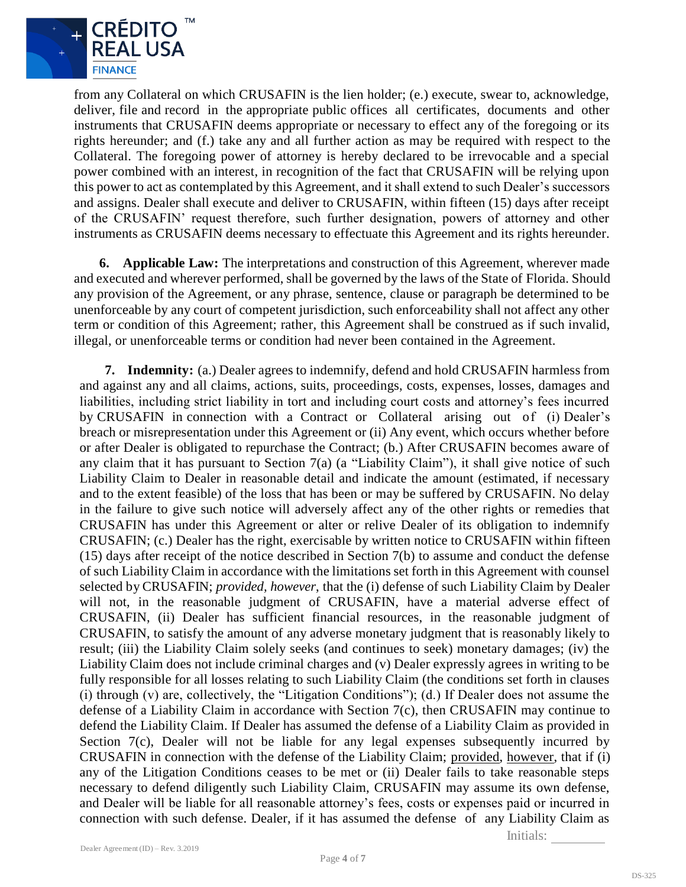from any Collateral on which CRUSAFIN is the lien holder; (e.) execute, swear to, acknowledge, deliver, file and record in the appropriate public offices all certificates, documents and other instruments that CRUSAFIN deems appropriate or necessary to effect any of the foregoing or its rights hereunder; and (f.) take any and all further action as may be required with respect to the Collateral. The foregoing power of attorney is hereby declared to be irrevocable and a special power combined with an interest, in recognition of the fact that CRUSAFIN will be relying upon this power to act as contemplated by this Agreement, and it shall extend to such Dealer's successors and assigns. Dealer shall execute and deliver to CRUSAFIN, within fifteen (15) days after receipt of the CRUSAFIN' request therefore, such further designation, powers of attorney and other instruments as CRUSAFIN deems necessary to effectuate this Agreement and its rights hereunder.

**6. Applicable Law:** The interpretations and construction of this Agreement, wherever made and executed and wherever performed, shall be governed by the laws of the State of Florida. Should any provision of the Agreement, or any phrase, sentence, clause or paragraph be determined to be unenforceable by any court of competent jurisdiction, such enforceability shall not affect any other term or condition of this Agreement; rather, this Agreement shall be construed as if such invalid, illegal, or unenforceable terms or condition had never been contained in the Agreement.

**7. Indemnity:** (a.) Dealer agrees to indemnify, defend and hold CRUSAFIN harmless from and against any and all claims, actions, suits, proceedings, costs, expenses, losses, damages and liabilities, including strict liability in tort and including court costs and attorney's fees incurred by CRUSAFIN in connection with a Contract or Collateral arising out of (i) Dealer's breach or misrepresentation under this Agreement or (ii) Any event, which occurs whether before or after Dealer is obligated to repurchase the Contract; (b.) After CRUSAFIN becomes aware of any claim that it has pursuant to Section 7(a) (a "Liability Claim"), it shall give notice of such Liability Claim to Dealer in reasonable detail and indicate the amount (estimated, if necessary and to the extent feasible) of the loss that has been or may be suffered by CRUSAFIN. No delay in the failure to give such notice will adversely affect any of the other rights or remedies that CRUSAFIN has under this Agreement or alter or relive Dealer of its obligation to indemnify CRUSAFIN; (c.) Dealer has the right, exercisable by written notice to CRUSAFIN within fifteen (15) days after receipt of the notice described in Section 7(b) to assume and conduct the defense of such Liability Claim in accordance with the limitations set forth in this Agreement with counsel selected by CRUSAFIN; *provided, however*, that the (i) defense of such Liability Claim by Dealer will not, in the reasonable judgment of CRUSAFIN, have a material adverse effect of CRUSAFIN, (ii) Dealer has sufficient financial resources, in the reasonable judgment of CRUSAFIN, to satisfy the amount of any adverse monetary judgment that is reasonably likely to result; (iii) the Liability Claim solely seeks (and continues to seek) monetary damages; (iv) the Liability Claim does not include criminal charges and (v) Dealer expressly agrees in writing to be fully responsible for all losses relating to such Liability Claim (the conditions set forth in clauses (i) through (v) are, collectively, the "Litigation Conditions"); (d.) If Dealer does not assume the defense of a Liability Claim in accordance with Section 7(c), then CRUSAFIN may continue to defend the Liability Claim. If Dealer has assumed the defense of a Liability Claim as provided in Section 7(c), Dealer will not be liable for any legal expenses subsequently incurred by CRUSAFIN in connection with the defense of the Liability Claim; provided, however, that if (i) any of the Litigation Conditions ceases to be met or (ii) Dealer fails to take reasonable steps necessary to defend diligently such Liability Claim, CRUSAFIN may assume its own defense, and Dealer will be liable for all reasonable attorney's fees, costs or expenses paid or incurred in connection with such defense. Dealer, if it has assumed the defense of any Liability Claim as

Initials: ________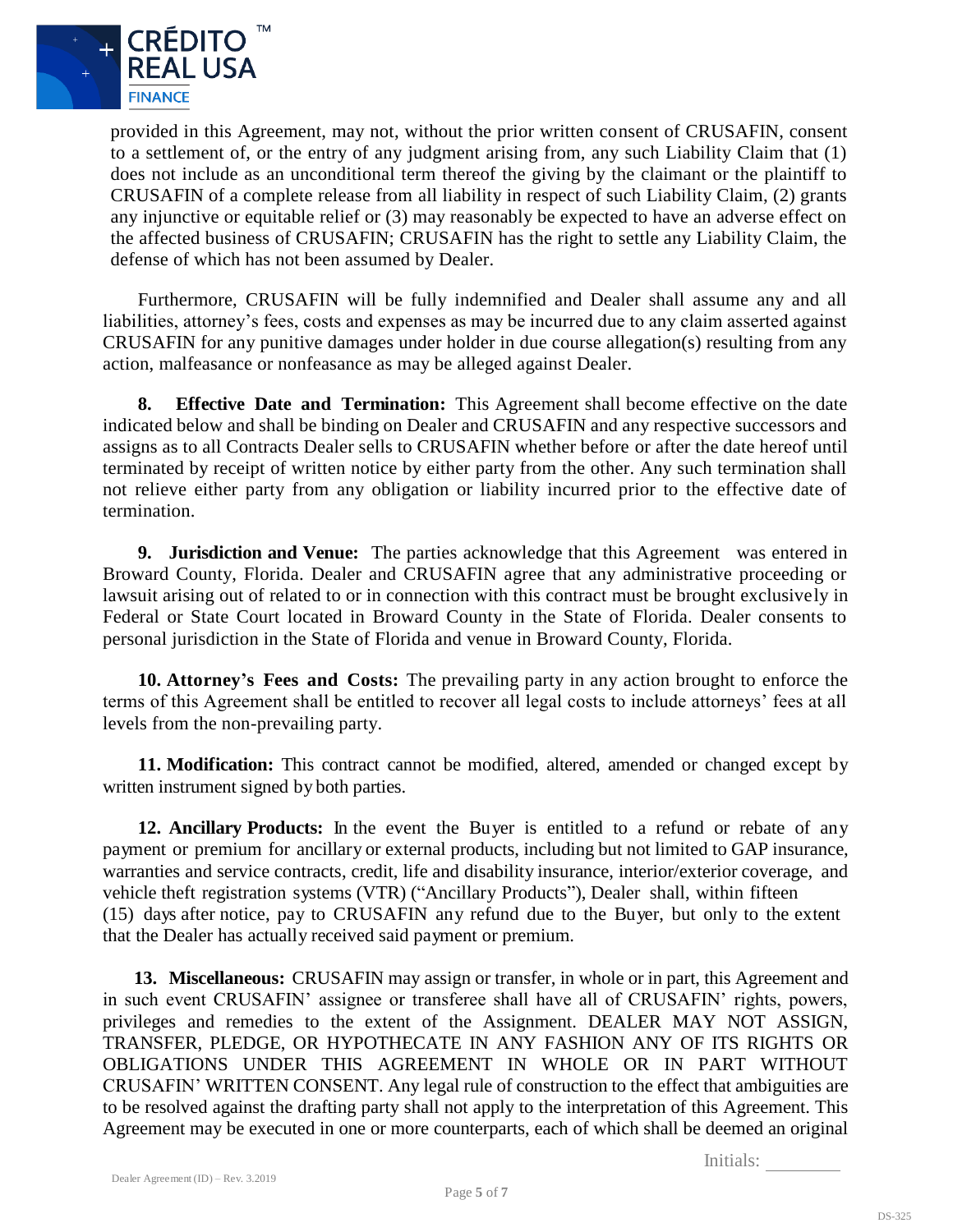provided in this Agreement, may not, without the prior written consent of CRUSAFIN, consent to a settlement of, or the entry of any judgment arising from, any such Liability Claim that (1) does not include as an unconditional term thereof the giving by the claimant or the plaintiff to CRUSAFIN of a complete release from all liability in respect of such Liability Claim, (2) grants any injunctive or equitable relief or (3) may reasonably be expected to have an adverse effect on the affected business of CRUSAFIN; CRUSAFIN has the right to settle any Liability Claim, the defense of which has not been assumed by Dealer.

Furthermore, CRUSAFIN will be fully indemnified and Dealer shall assume any and all liabilities, attorney's fees, costs and expenses as may be incurred due to any claim asserted against CRUSAFIN for any punitive damages under holder in due course allegation(s) resulting from any action, malfeasance or nonfeasance as may be alleged against Dealer.

**8. Effective Date and Termination:** This Agreement shall become effective on the date indicated below and shall be binding on Dealer and CRUSAFIN and any respective successors and assigns as to all Contracts Dealer sells to CRUSAFIN whether before or after the date hereof until terminated by receipt of written notice by either party from the other. Any such termination shall not relieve either party from any obligation or liability incurred prior to the effective date of termination.

**9. Jurisdiction and Venue:** The parties acknowledge that this Agreement was entered in Broward County, Florida. Dealer and CRUSAFIN agree that any administrative proceeding or lawsuit arising out of related to or in connection with this contract must be brought exclusively in Federal or State Court located in Broward County in the State of Florida. Dealer consents to personal jurisdiction in the State of Florida and venue in Broward County, Florida.

**10. Attorney's Fees and Costs:** The prevailing party in any action brought to enforce the terms of this Agreement shall be entitled to recover all legal costs to include attorneys' fees at all levels from the non-prevailing party.

**11. Modification:** This contract cannot be modified, altered, amended or changed except by written instrument signed by both parties.

**12. Ancillary Products:** In the event the Buyer is entitled to a refund or rebate of any payment or premium for ancillary or external products, including but not limited to GAP insurance, warranties and service contracts, credit, life and disability insurance, interior/exterior coverage, and vehicle theft registration systems (VTR) ("Ancillary Products"), Dealer shall, within fifteen (15) days after notice, pay to CRUSAFIN any refund due to the Buyer, but only to the extent that the Dealer has actually received said payment or premium.

**13. Miscellaneous:** CRUSAFIN may assign or transfer, in whole or in part, this Agreement and in such event CRUSAFIN' assignee or transferee shall have all of CRUSAFIN' rights, powers, privileges and remedies to the extent of the Assignment. DEALER MAY NOT ASSIGN, TRANSFER, PLEDGE, OR HYPOTHECATE IN ANY FASHION ANY OF ITS RIGHTS OR OBLIGATIONS UNDER THIS AGREEMENT IN WHOLE OR IN PART WITHOUT CRUSAFIN' WRITTEN CONSENT. Any legal rule of construction to the effect that ambiguities are to be resolved against the drafting party shall not apply to the interpretation of this Agreement. This Agreement may be executed in one or more counterparts, each of which shall be deemed an original

Initials: ________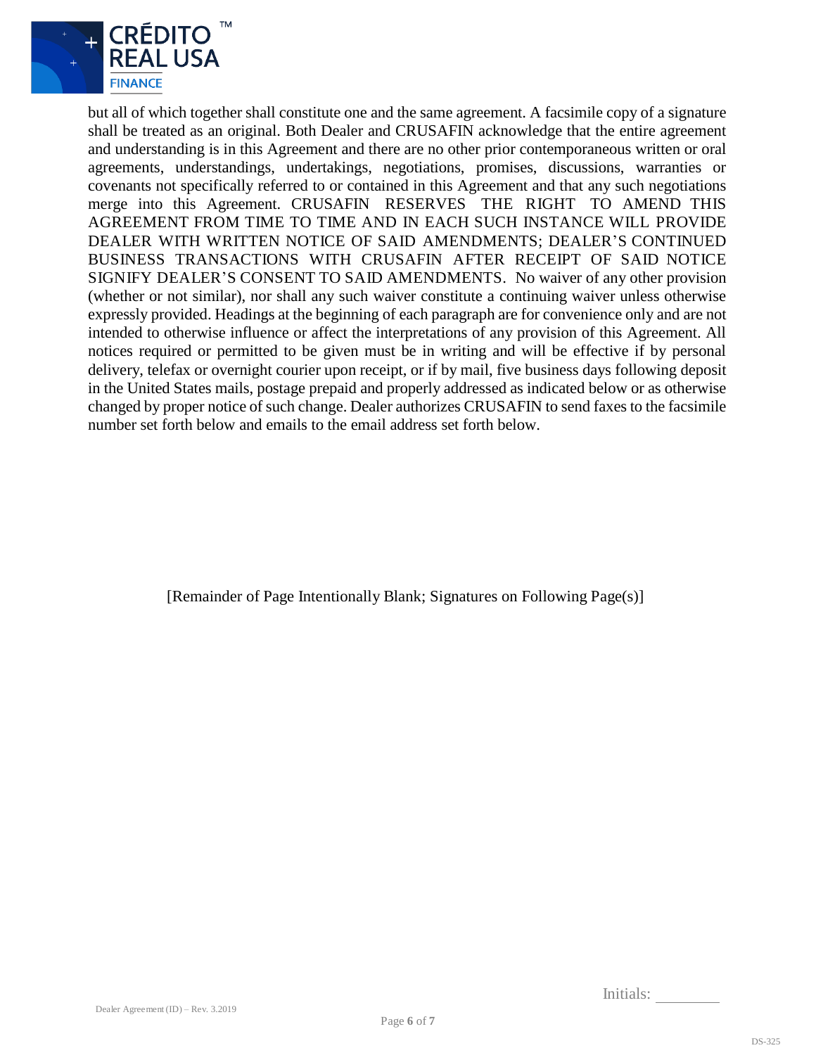but all of which together shall constitute one and the same agreement. A facsimile copy of a signature shall be treated as an original. Both Dealer and CRUSAFIN acknowledge that the entire agreement and understanding is in this Agreement and there are no other prior contemporaneous written or oral agreements, understandings, undertakings, negotiations, promises, discussions, warranties or covenants not specifically referred to or contained in this Agreement and that any such negotiations merge into this Agreement. CRUSAFIN RESERVES THE RIGHT TO AMEND THIS AGREEMENT FROM TIME TO TIME AND IN EACH SUCH INSTANCE WILL PROVIDE DEALER WITH WRITTEN NOTICE OF SAID AMENDMENTS; DEALER'S CONTINUED BUSINESS TRANSACTIONS WITH CRUSAFIN AFTER RECEIPT OF SAID NOTICE SIGNIFY DEALER'S CONSENT TO SAID AMENDMENTS. No waiver of any other provision (whether or not similar), nor shall any such waiver constitute a continuing waiver unless otherwise expressly provided. Headings at the beginning of each paragraph are for convenience only and are not intended to otherwise influence or affect the interpretations of any provision of this Agreement. All notices required or permitted to be given must be in writing and will be effective if by personal delivery, telefax or overnight courier upon receipt, or if by mail, five business days following deposit in the United States mails, postage prepaid and properly addressed as indicated below or as otherwise changed by proper notice of such change. Dealer authorizes CRUSAFIN to send faxes to the facsimile number set forth below and emails to the email address set forth below.

[Remainder of Page Intentionally Blank; Signatures on Following Page(s)]

Initials: ________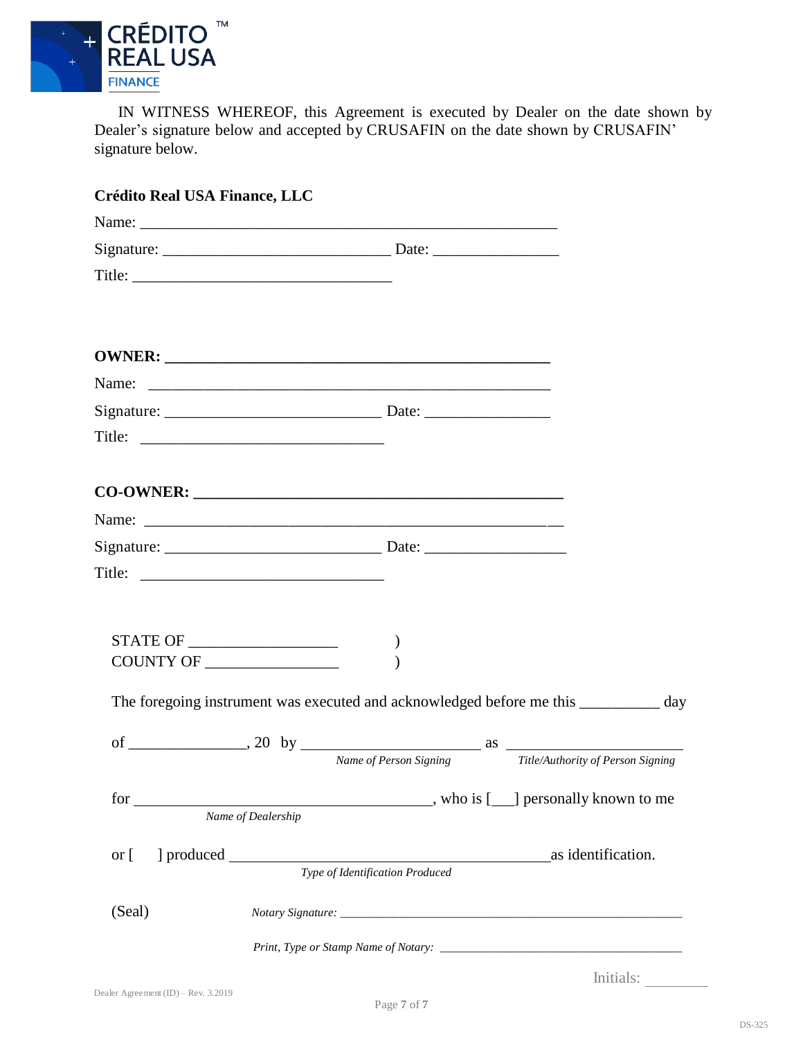IN WITNESS WHEREOF, this Agreement is executed by Dealer on the date shown by Dealer's signature below and accepted by CRUSAFIN on the date shown by CRUSAFIN' signature below.

**Crédito Real USA Finance, LLC**

Name: ______________________________________________________

Signature: ______________________________ Date: ________________

Title: __________________________________

**OWNER: __________________________________________________**

Name: _____________________________________________________

Signature: ____________________________ Date: ________________

Title: ________________________________

**CO-OWNER: ________________________________________________**

Name: ______________________________________________________

Signature: ____________________________ Date: __________________

Title: ________________________________

STATE OF ___________________ )
COUNTY OF _________________ )

The foregoing instrument was executed and acknowledged before me this __________ day

of _______________, 20 by ________________________ as ________________________
*Name of Person Signing* *Title/Authority of Person Signing*

for _______________________________________, who is [___] personally known to me
*Name of Dealership*

or [ ] produced ________________________________________ as identification.
*Type of Identification Produced*

(Seal) *Notary Signature:* ______________________________________________

*Print, Type or Stamp Name of Notary:* ________________________________

Initials: ________

Dealer Agreement (ID) – Rev. 3.2019

DS-325